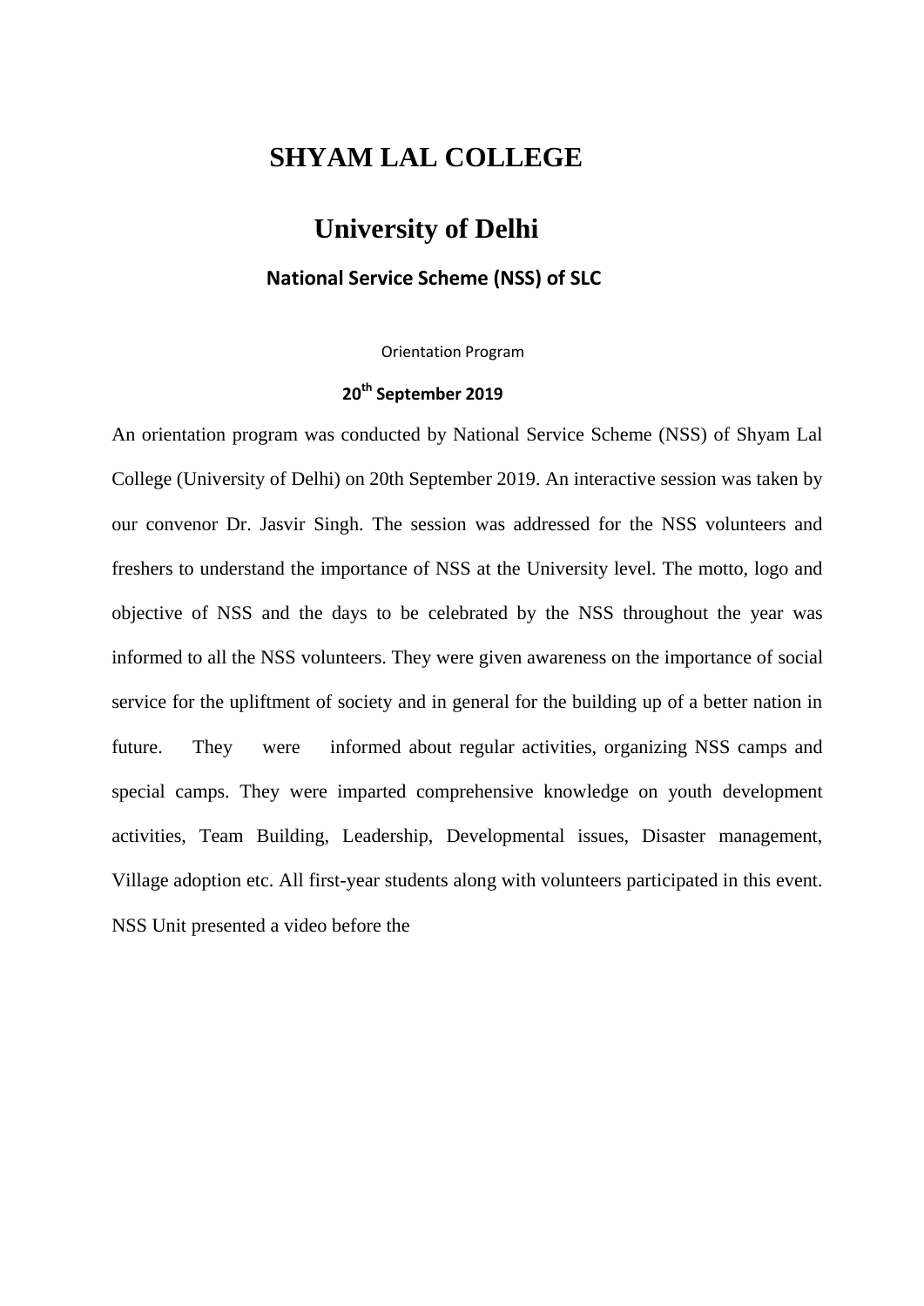# SHYAM LAL COLLEGE

# University of Delhi

### National Service Scheme (NSS) of SLC

Orientation Program

**20th September 2019**

An orientation program was conducted by National Service Scheme (NSS) of Shyam Lal College (University of Delhi) on 20th September 2019. An interactive session was taken by our convenor Dr. Jasvir Singh. The session was addressed for the NSS volunteers and freshers to understand the importance of NSS at the University level. The motto, logo and objective of NSS and the days to be celebrated by the NSS throughout the year was informed to all the NSS volunteers. They were given awareness on the importance of social service for the upliftment of society and in general for the building up of a better nation in future. They were informed about regular activities, organizing NSS camps and special camps. They were imparted comprehensive knowledge on youth development activities, Team Building, Leadership, Developmental issues, Disaster management, Village adoption etc. All first-year students along with volunteers participated in this event. NSS Unit presented a video before the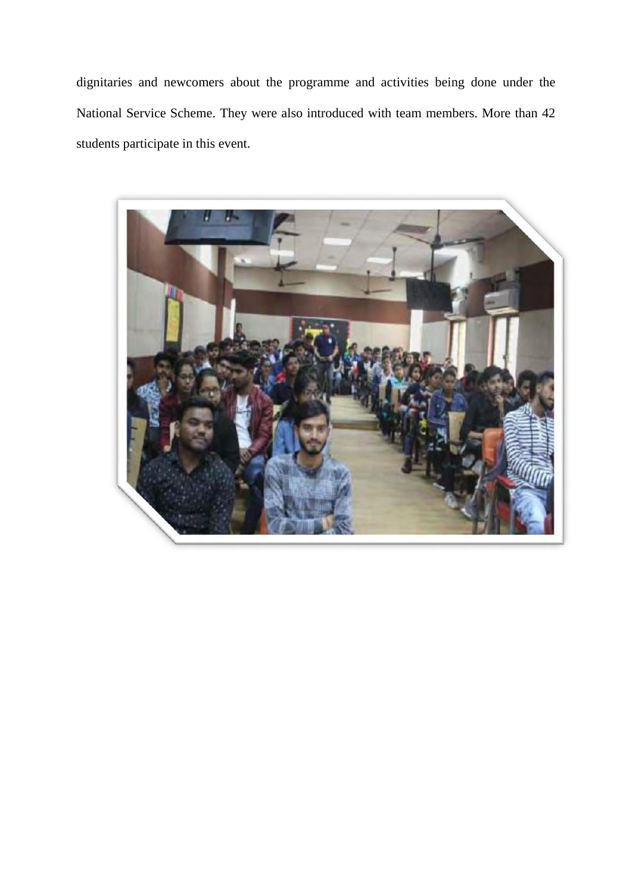dignitaries and newcomers about the programme and activities being done under the National Service Scheme. They were also introduced with team members. More than 42 students participate in this event.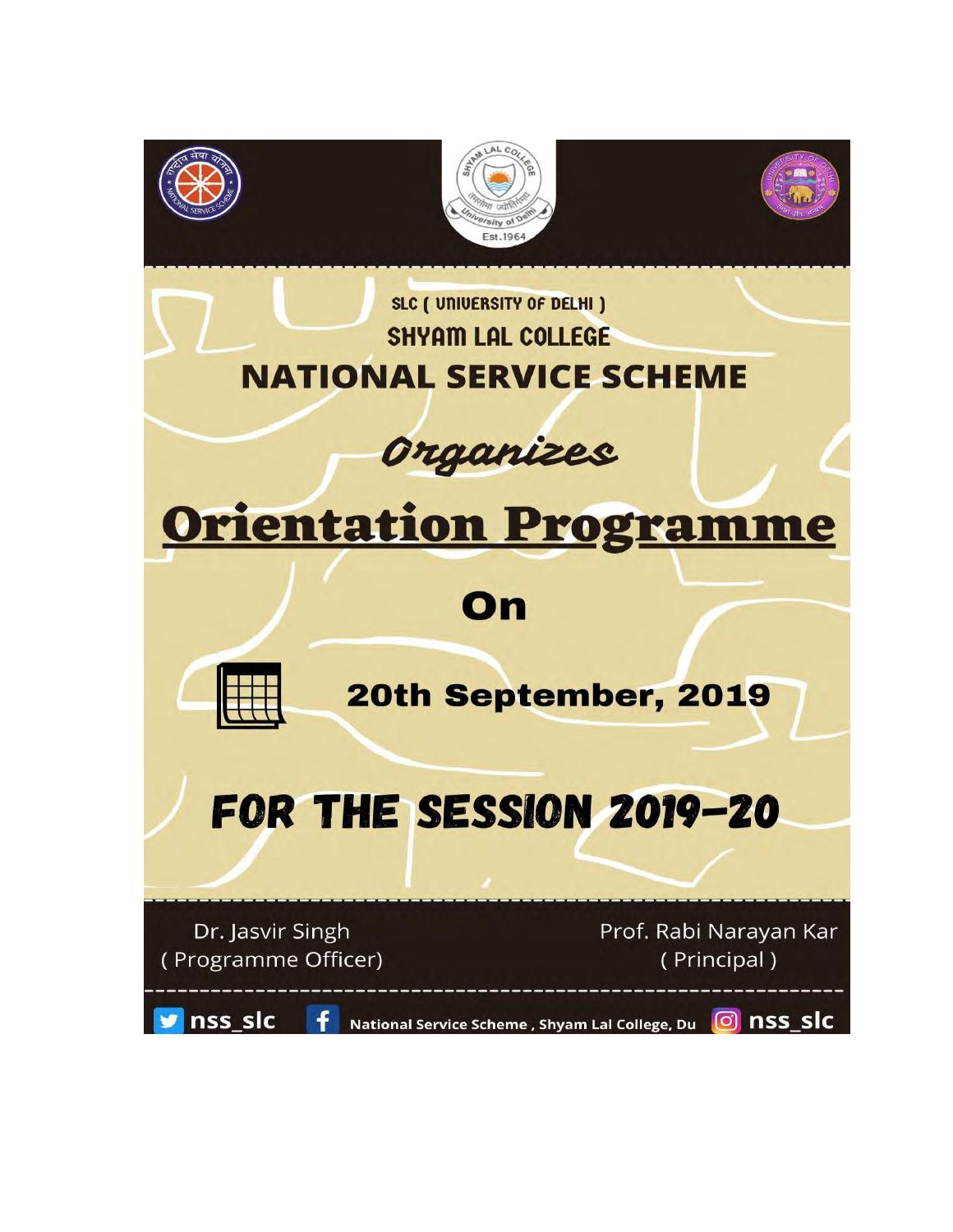SLC ( UNIVERSITY OF DELHI )

SHYAM LAL COLLEGE

# NATIONAL SERVICE SCHEME

*Organizes*

# Orientation Programme

## On

## 20th September, 2019

## FOR THE SESSION 2019-20

Dr. Jasvir Singh
( Programme Officer)

Prof. Rabi Narayan Kar
( Principal )

nss_slc | National Service Scheme , Shyam Lal College, Du | nss_slc